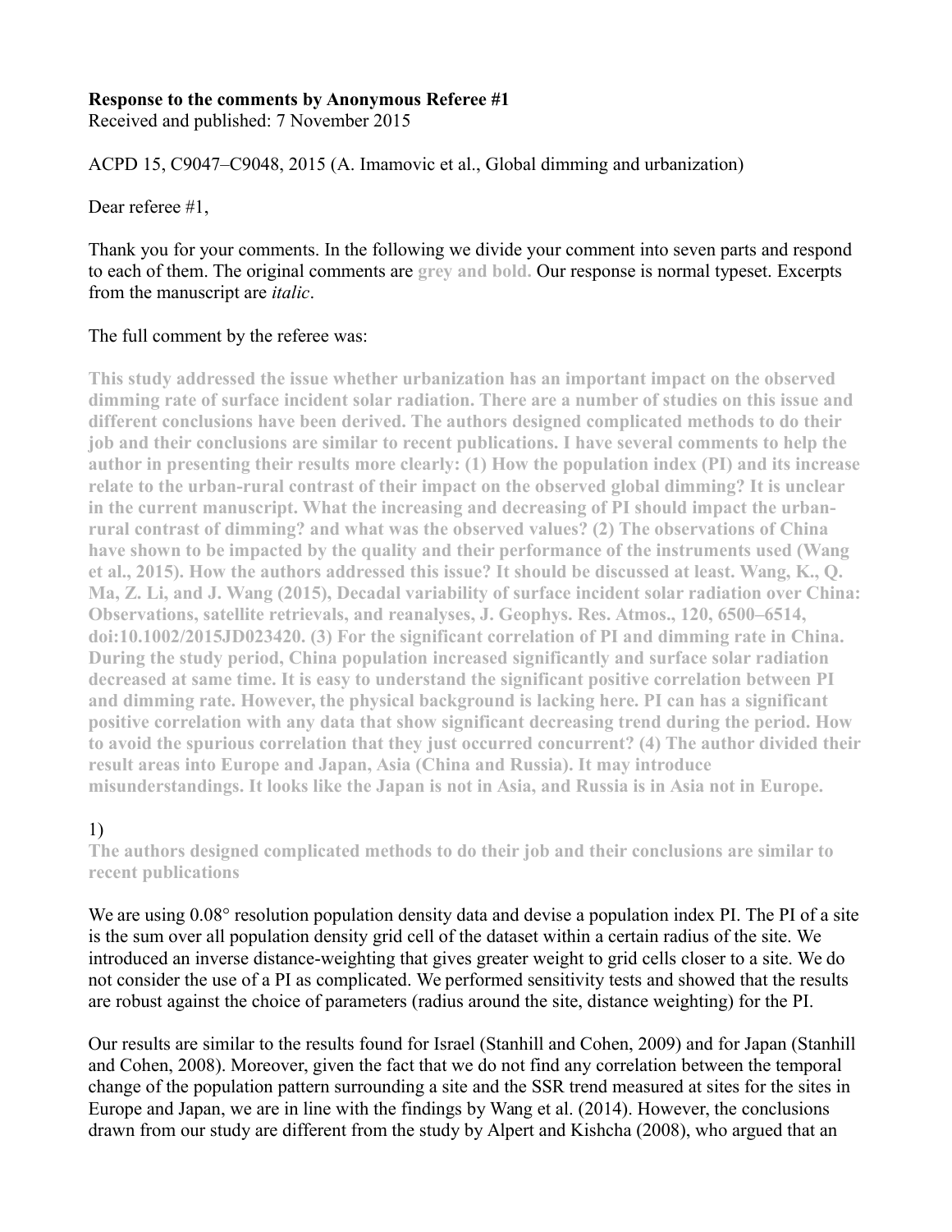**Response to the comments by Anonymous Referee #1**
Received and published: 7 November 2015

ACPD 15, C9047–C9048, 2015 (A. Imamovic et al., Global dimming and urbanization)

Dear referee #1,

Thank you for your comments. In the following we divide your comment into seven parts and respond to each of them. The original comments are **grey and bold.** Our response is normal typeset. Excerpts from the manuscript are *italic*.

The full comment by the referee was:

**This study addressed the issue whether urbanization has an important impact on the observed dimming rate of surface incident solar radiation. There are a number of studies on this issue and different conclusions have been derived. The authors designed complicated methods to do their job and their conclusions are similar to recent publications. I have several comments to help the author in presenting their results more clearly: (1) How the population index (PI) and its increase relate to the urban-rural contrast of their impact on the observed global dimming? It is unclear in the current manuscript. What the increasing and decreasing of PI should impact the urban-rural contrast of dimming? and what was the observed values? (2) The observations of China have shown to be impacted by the quality and their performance of the instruments used (Wang et al., 2015). How the authors addressed this issue? It should be discussed at least. Wang, K., Q. Ma, Z. Li, and J. Wang (2015), Decadal variability of surface incident solar radiation over China: Observations, satellite retrievals, and reanalyses, J. Geophys. Res. Atmos., 120, 6500–6514, doi:10.1002/2015JD023420. (3) For the significant correlation of PI and dimming rate in China. During the study period, China population increased significantly and surface solar radiation decreased at same time. It is easy to understand the significant positive correlation between PI and dimming rate. However, the physical background is lacking here. PI can has a significant positive correlation with any data that show significant decreasing trend during the period. How to avoid the spurious correlation that they just occurred concurrent? (4) The author divided their result areas into Europe and Japan, Asia (China and Russia). It may introduce misunderstandings. It looks like the Japan is not in Asia, and Russia is in Asia not in Europe.**

1)

**The authors designed complicated methods to do their job and their conclusions are similar to recent publications**

We are using 0.08° resolution population density data and devise a population index PI. The PI of a site is the sum over all population density grid cell of the dataset within a certain radius of the site. We introduced an inverse distance-weighting that gives greater weight to grid cells closer to a site. We do not consider the use of a PI as complicated. We performed sensitivity tests and showed that the results are robust against the choice of parameters (radius around the site, distance weighting) for the PI.

Our results are similar to the results found for Israel (Stanhill and Cohen, 2009) and for Japan (Stanhill and Cohen, 2008). Moreover, given the fact that we do not find any correlation between the temporal change of the population pattern surrounding a site and the SSR trend measured at sites for the sites in Europe and Japan, we are in line with the findings by Wang et al. (2014). However, the conclusions drawn from our study are different from the study by Alpert and Kishcha (2008), who argued that an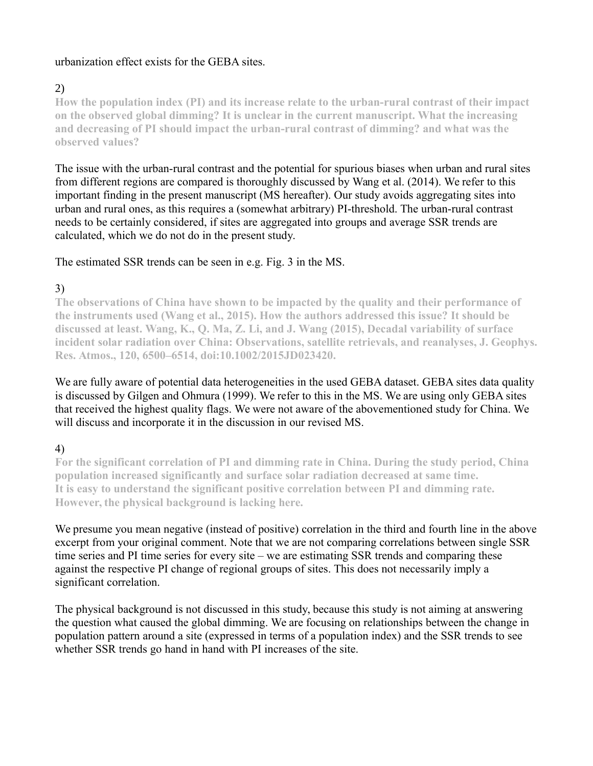urbanization effect exists for the GEBA sites.

2)

**How the population index (PI) and its increase relate to the urban-rural contrast of their impact on the observed global dimming? It is unclear in the current manuscript. What the increasing and decreasing of PI should impact the urban-rural contrast of dimming? and what was the observed values?**

The issue with the urban-rural contrast and the potential for spurious biases when urban and rural sites from different regions are compared is thoroughly discussed by Wang et al. (2014). We refer to this important finding in the present manuscript (MS hereafter). Our study avoids aggregating sites into urban and rural ones, as this requires a (somewhat arbitrary) PI-threshold. The urban-rural contrast needs to be certainly considered, if sites are aggregated into groups and average SSR trends are calculated, which we do not do in the present study.

The estimated SSR trends can be seen in e.g. Fig. 3 in the MS.

3)

**The observations of China have shown to be impacted by the quality and their performance of the instruments used (Wang et al., 2015). How the authors addressed this issue? It should be discussed at least. Wang, K., Q. Ma, Z. Li, and J. Wang (2015), Decadal variability of surface incident solar radiation over China: Observations, satellite retrievals, and reanalyses, J. Geophys. Res. Atmos., 120, 6500–6514, doi:10.1002/2015JD023420.**

We are fully aware of potential data heterogeneities in the used GEBA dataset. GEBA sites data quality is discussed by Gilgen and Ohmura (1999). We refer to this in the MS. We are using only GEBA sites that received the highest quality flags. We were not aware of the abovementioned study for China. We will discuss and incorporate it in the discussion in our revised MS.

4)

**For the significant correlation of PI and dimming rate in China. During the study period, China population increased significantly and surface solar radiation decreased at same time. It is easy to understand the significant positive correlation between PI and dimming rate. However, the physical background is lacking here.**

We presume you mean negative (instead of positive) correlation in the third and fourth line in the above excerpt from your original comment. Note that we are not comparing correlations between single SSR time series and PI time series for every site – we are estimating SSR trends and comparing these against the respective PI change of regional groups of sites. This does not necessarily imply a significant correlation.

The physical background is not discussed in this study, because this study is not aiming at answering the question what caused the global dimming. We are focusing on relationships between the change in population pattern around a site (expressed in terms of a population index) and the SSR trends to see whether SSR trends go hand in hand with PI increases of the site.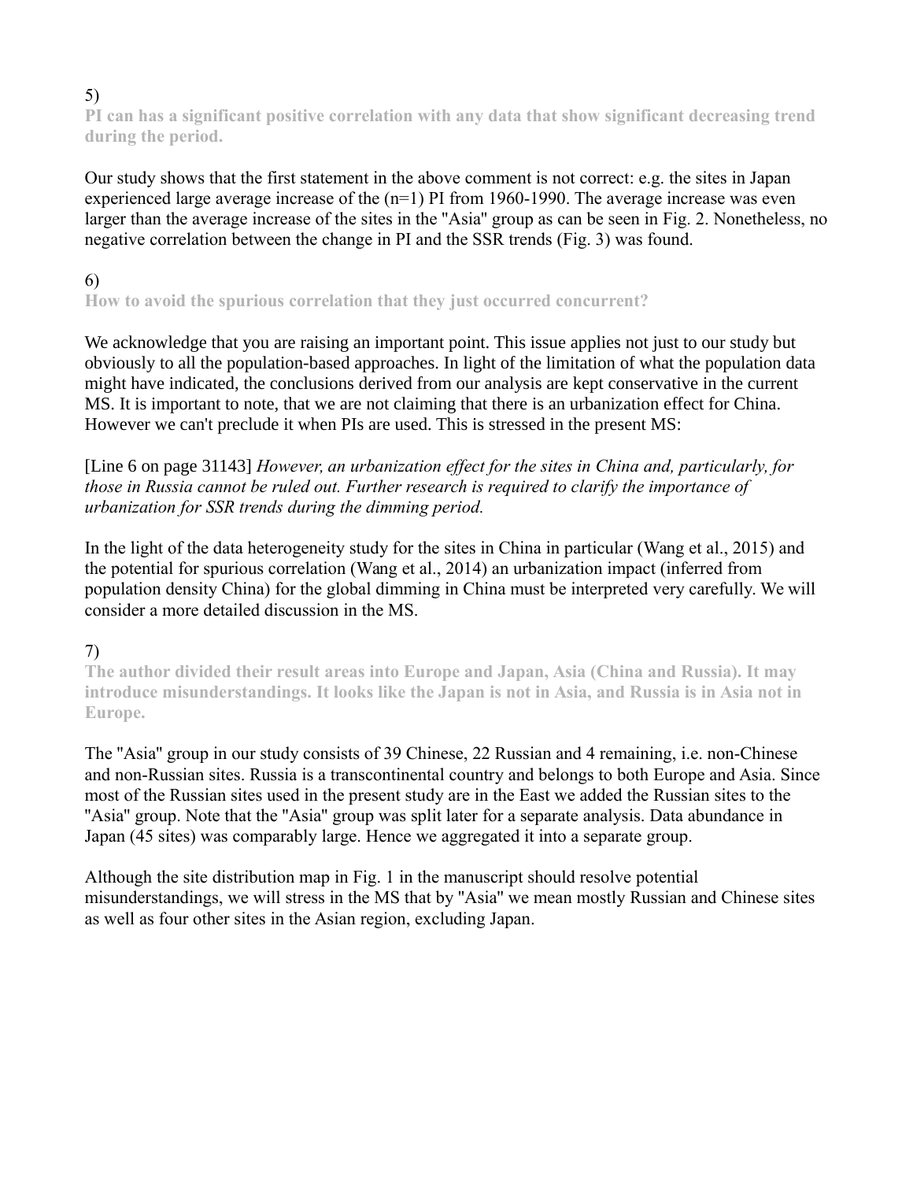5)

**PI can has a significant positive correlation with any data that show significant decreasing trend during the period.**

Our study shows that the first statement in the above comment is not correct: e.g. the sites in Japan experienced large average increase of the (n=1) PI from 1960-1990. The average increase was even larger than the average increase of the sites in the "Asia" group as can be seen in Fig. 2. Nonetheless, no negative correlation between the change in PI and the SSR trends (Fig. 3) was found.

6)

**How to avoid the spurious correlation that they just occurred concurrent?**

We acknowledge that you are raising an important point. This issue applies not just to our study but obviously to all the population-based approaches. In light of the limitation of what the population data might have indicated, the conclusions derived from our analysis are kept conservative in the current MS. It is important to note, that we are not claiming that there is an urbanization effect for China. However we can't preclude it when PIs are used. This is stressed in the present MS:

[Line 6 on page 31143] *However, an urbanization effect for the sites in China and, particularly, for those in Russia cannot be ruled out. Further research is required to clarify the importance of urbanization for SSR trends during the dimming period.*

In the light of the data heterogeneity study for the sites in China in particular (Wang et al., 2015) and the potential for spurious correlation (Wang et al., 2014) an urbanization impact (inferred from population density China) for the global dimming in China must be interpreted very carefully. We will consider a more detailed discussion in the MS.

7)

**The author divided their result areas into Europe and Japan, Asia (China and Russia). It may introduce misunderstandings. It looks like the Japan is not in Asia, and Russia is in Asia not in Europe.**

The "Asia" group in our study consists of 39 Chinese, 22 Russian and 4 remaining, i.e. non-Chinese and non-Russian sites. Russia is a transcontinental country and belongs to both Europe and Asia. Since most of the Russian sites used in the present study are in the East we added the Russian sites to the "Asia" group. Note that the "Asia" group was split later for a separate analysis. Data abundance in Japan (45 sites) was comparably large. Hence we aggregated it into a separate group.

Although the site distribution map in Fig. 1 in the manuscript should resolve potential misunderstandings, we will stress in the MS that by "Asia" we mean mostly Russian and Chinese sites as well as four other sites in the Asian region, excluding Japan.